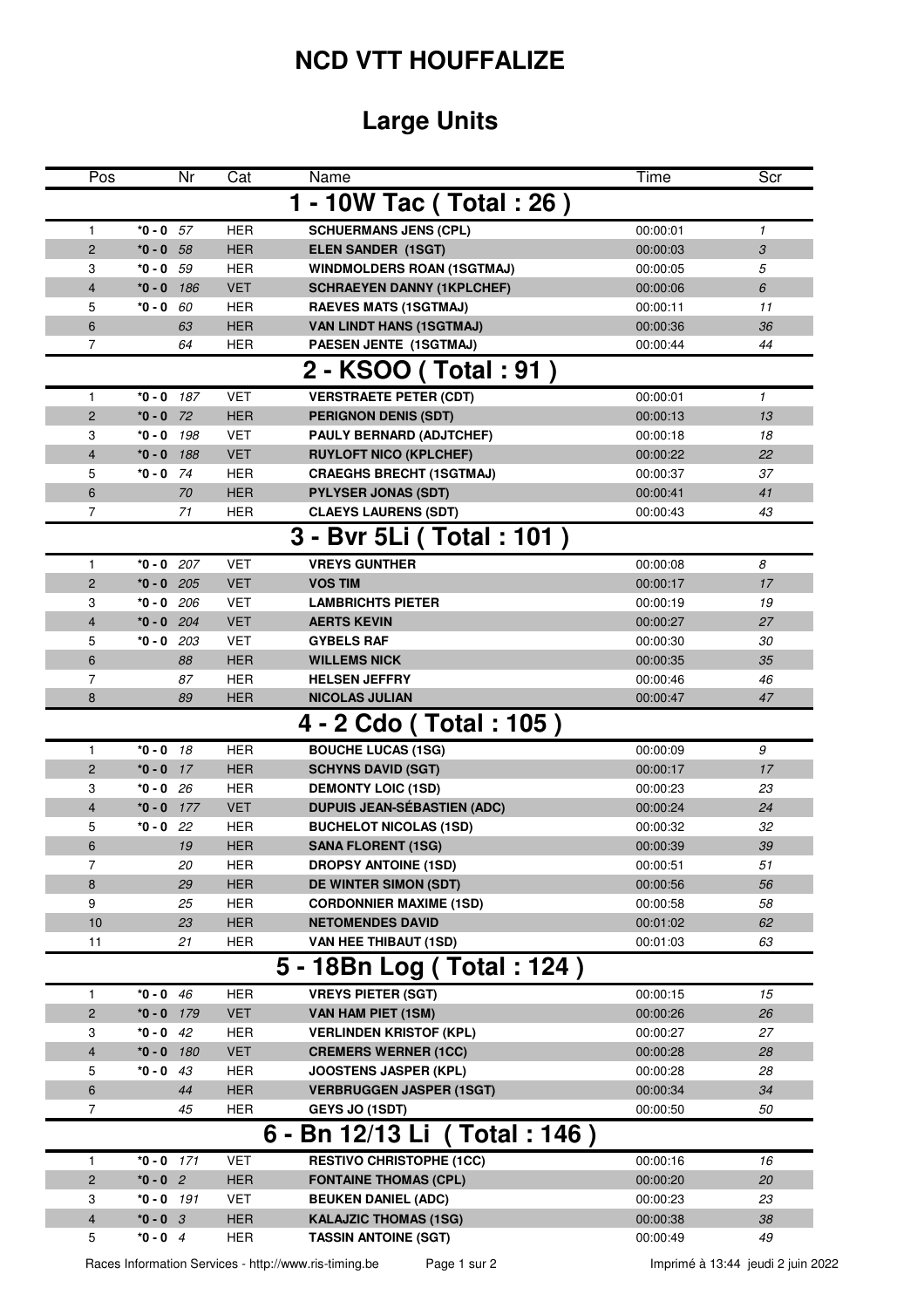# NCD VTT HOUFFALIZE

## Large Units

| Pos | | Nr | Cat | Name | Time | Scr |
|---|---|---|---|---|---|---|
| **1 - 10W Tac ( Total : 26 )** | | | | | | |
| 1 | *0 - 0 | 57 | HER | **SCHUERMANS JENS (CPL)** | 00:00:01 | 1 |
| 2 | *0 - 0 | 58 | HER | **ELEN SANDER (1SGT)** | 00:00:03 | 3 |
| 3 | *0 - 0 | 59 | HER | **WINDMOLDERS ROAN (1SGTMAJ)** | 00:00:05 | 5 |
| 4 | *0 - 0 | 186 | VET | **SCHRAEYEN DANNY (1KPLCHEF)** | 00:00:06 | 6 |
| 5 | *0 - 0 | 60 | HER | **RAEVES MATS (1SGTMAJ)** | 00:00:11 | 11 |
| 6 | | 63 | HER | **VAN LINDT HANS (1SGTMAJ)** | 00:00:36 | 36 |
| 7 | | 64 | HER | **PAESEN JENTE (1SGTMAJ)** | 00:00:44 | 44 |
| **2 - KSOO ( Total : 91 )** | | | | | | |
| 1 | *0 - 0 | 187 | VET | **VERSTRAETE PETER (CDT)** | 00:00:01 | 1 |
| 2 | *0 - 0 | 72 | HER | **PERIGNON DENIS (SDT)** | 00:00:13 | 13 |
| 3 | *0 - 0 | 198 | VET | **PAULY BERNARD (ADJTCHEF)** | 00:00:18 | 18 |
| 4 | *0 - 0 | 188 | VET | **RUYLOFT NICO (KPLCHEF)** | 00:00:22 | 22 |
| 5 | *0 - 0 | 74 | HER | **CRAEGHS BRECHT (1SGTMAJ)** | 00:00:37 | 37 |
| 6 | | 70 | HER | **PYLYSER JONAS (SDT)** | 00:00:41 | 41 |
| 7 | | 71 | HER | **CLAEYS LAURENS (SDT)** | 00:00:43 | 43 |
| **3 - Bvr 5Li ( Total : 101 )** | | | | | | |
| 1 | *0 - 0 | 207 | VET | **VREYS GUNTHER** | 00:00:08 | 8 |
| 2 | *0 - 0 | 205 | VET | **VOS TIM** | 00:00:17 | 17 |
| 3 | *0 - 0 | 206 | VET | **LAMBRICHTS PIETER** | 00:00:19 | 19 |
| 4 | *0 - 0 | 204 | VET | **AERTS KEVIN** | 00:00:27 | 27 |
| 5 | *0 - 0 | 203 | VET | **GYBELS RAF** | 00:00:30 | 30 |
| 6 | | 88 | HER | **WILLEMS NICK** | 00:00:35 | 35 |
| 7 | | 87 | HER | **HELSEN JEFFRY** | 00:00:46 | 46 |
| 8 | | 89 | HER | **NICOLAS JULIAN** | 00:00:47 | 47 |
| **4 - 2 Cdo ( Total : 105 )** | | | | | | |
| 1 | *0 - 0 | 18 | HER | **BOUCHE LUCAS (1SG)** | 00:00:09 | 9 |
| 2 | *0 - 0 | 17 | HER | **SCHYNS DAVID (SGT)** | 00:00:17 | 17 |
| 3 | *0 - 0 | 26 | HER | **DEMONTY LOIC (1SD)** | 00:00:23 | 23 |
| 4 | *0 - 0 | 177 | VET | **DUPUIS JEAN-SÉBASTIEN (ADC)** | 00:00:24 | 24 |
| 5 | *0 - 0 | 22 | HER | **BUCHELOT NICOLAS (1SD)** | 00:00:32 | 32 |
| 6 | | 19 | HER | **SANA FLORENT (1SG)** | 00:00:39 | 39 |
| 7 | | 20 | HER | **DROPSY ANTOINE (1SD)** | 00:00:51 | 51 |
| 8 | | 29 | HER | **DE WINTER SIMON (SDT)** | 00:00:56 | 56 |
| 9 | | 25 | HER | **CORDONNIER MAXIME (1SD)** | 00:00:58 | 58 |
| 10 | | 23 | HER | **NETOMENDES DAVID** | 00:01:02 | 62 |
| 11 | | 21 | HER | **VAN HEE THIBAUT (1SD)** | 00:01:03 | 63 |
| **5 - 18Bn Log ( Total : 124 )** | | | | | | |
| 1 | *0 - 0 | 46 | HER | **VREYS PIETER (SGT)** | 00:00:15 | 15 |
| 2 | *0 - 0 | 179 | VET | **VAN HAM PIET (1SM)** | 00:00:26 | 26 |
| 3 | *0 - 0 | 42 | HER | **VERLINDEN KRISTOF (KPL)** | 00:00:27 | 27 |
| 4 | *0 - 0 | 180 | VET | **CREMERS WERNER (1CC)** | 00:00:28 | 28 |
| 5 | *0 - 0 | 43 | HER | **JOOSTENS JASPER (KPL)** | 00:00:28 | 28 |
| 6 | | 44 | HER | **VERBRUGGEN JASPER (1SGT)** | 00:00:34 | 34 |
| 7 | | 45 | HER | **GEYS JO (1SDT)** | 00:00:50 | 50 |
| **6 - Bn 12/13 Li ( Total : 146 )** | | | | | | |
| 1 | *0 - 0 | 171 | VET | **RESTIVO CHRISTOPHE (1CC)** | 00:00:16 | 16 |
| 2 | *0 - 0 | 2 | HER | **FONTAINE THOMAS (CPL)** | 00:00:20 | 20 |
| 3 | *0 - 0 | 191 | VET | **BEUKEN DANIEL (ADC)** | 00:00:23 | 23 |
| 4 | *0 - 0 | 3 | HER | **KALAJZIC THOMAS (1SG)** | 00:00:38 | 38 |
| 5 | *0 - 0 | 4 | HER | **TASSIN ANTOINE (SGT)** | 00:00:49 | 49 |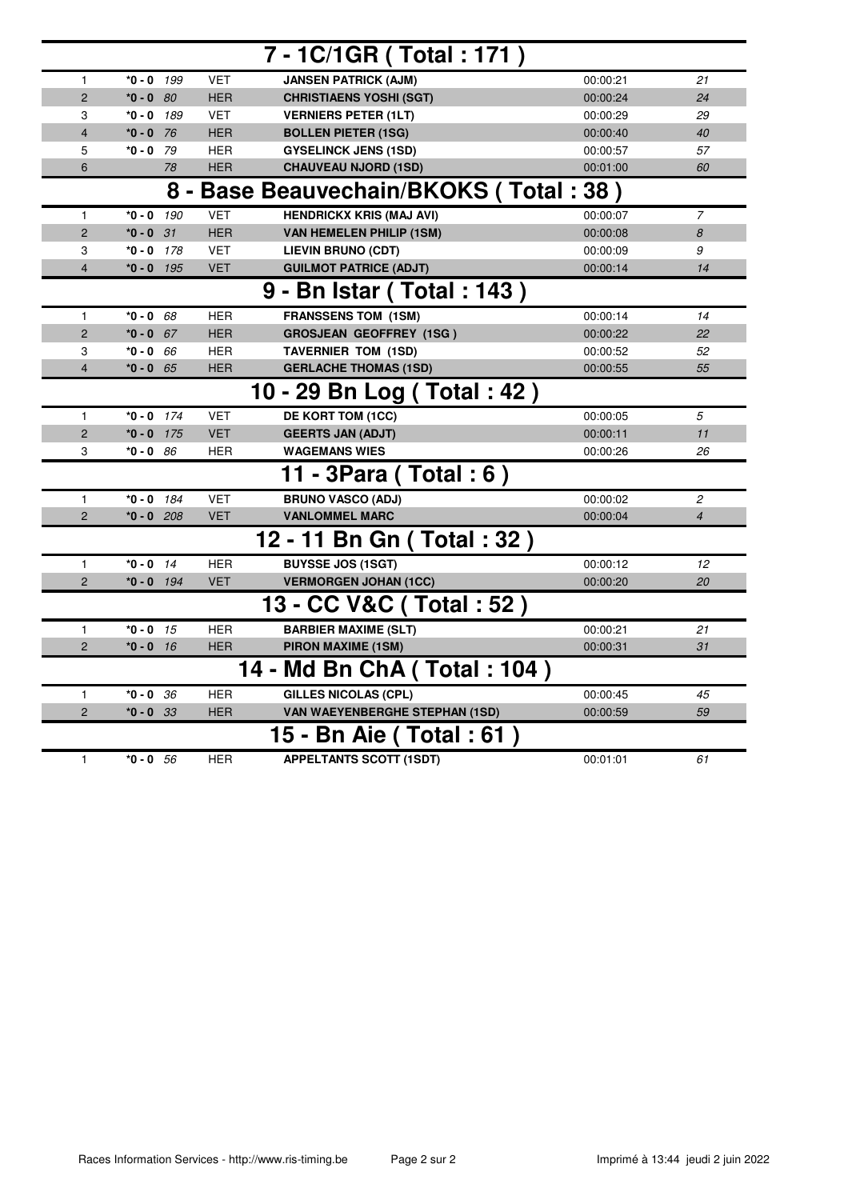## 7 - 1C/1GR ( Total : 171 )

| | | | | | | |
|---|---|---|---|---|---|---|
| 1 | *0 - 0 | 199 | VET | **JANSEN PATRICK (AJM)** | 00:00:21 | 21 |
| 2 | *0 - 0 | 80 | HER | **CHRISTIAENS YOSHI (SGT)** | 00:00:24 | 24 |
| 3 | *0 - 0 | 189 | VET | **VERNIERS PETER (1LT)** | 00:00:29 | 29 |
| 4 | *0 - 0 | 76 | HER | **BOLLEN PIETER (1SG)** | 00:00:40 | 40 |
| 5 | *0 - 0 | 79 | HER | **GYSELINCK JENS (1SD)** | 00:00:57 | 57 |
| 6 | | 78 | HER | **CHAUVEAU NJORD (1SD)** | 00:01:00 | 60 |

## 8 - Base Beauvechain/BKOKS ( Total : 38 )

| | | | | | | |
|---|---|---|---|---|---|---|
| 1 | *0 - 0 | 190 | VET | **HENDRICKX KRIS (MAJ AVI)** | 00:00:07 | 7 |
| 2 | *0 - 0 | 31 | HER | **VAN HEMELEN PHILIP (1SM)** | 00:00:08 | 8 |
| 3 | *0 - 0 | 178 | VET | **LIEVIN BRUNO (CDT)** | 00:00:09 | 9 |
| 4 | *0 - 0 | 195 | VET | **GUILMOT PATRICE (ADJT)** | 00:00:14 | 14 |

## 9 - Bn Istar ( Total : 143 )

| | | | | | | |
|---|---|---|---|---|---|---|
| 1 | *0 - 0 | 68 | HER | **FRANSSENS TOM (1SM)** | 00:00:14 | 14 |
| 2 | *0 - 0 | 67 | HER | **GROSJEAN GEOFFREY (1SG )** | 00:00:22 | 22 |
| 3 | *0 - 0 | 66 | HER | **TAVERNIER TOM (1SD)** | 00:00:52 | 52 |
| 4 | *0 - 0 | 65 | HER | **GERLACHE THOMAS (1SD)** | 00:00:55 | 55 |

## 10 - 29 Bn Log ( Total : 42 )

| | | | | | | |
|---|---|---|---|---|---|---|
| 1 | *0 - 0 | 174 | VET | **DE KORT TOM (1CC)** | 00:00:05 | 5 |
| 2 | *0 - 0 | 175 | VET | **GEERTS JAN (ADJT)** | 00:00:11 | 11 |
| 3 | *0 - 0 | 86 | HER | **WAGEMANS WIES** | 00:00:26 | 26 |

## 11 - 3Para ( Total : 6 )

| | | | | | | |
|---|---|---|---|---|---|---|
| 1 | *0 - 0 | 184 | VET | **BRUNO VASCO (ADJ)** | 00:00:02 | 2 |
| 2 | *0 - 0 | 208 | VET | **VANLOMMEL MARC** | 00:00:04 | 4 |

## 12 - 11 Bn Gn ( Total : 32 )

| | | | | | | |
|---|---|---|---|---|---|---|
| 1 | *0 - 0 | 14 | HER | **BUYSSE JOS (1SGT)** | 00:00:12 | 12 |
| 2 | *0 - 0 | 194 | VET | **VERMORGEN JOHAN (1CC)** | 00:00:20 | 20 |

## 13 - CC V&C ( Total : 52 )

| | | | | | | |
|---|---|---|---|---|---|---|
| 1 | *0 - 0 | 15 | HER | **BARBIER MAXIME (SLT)** | 00:00:21 | 21 |
| 2 | *0 - 0 | 16 | HER | **PIRON MAXIME (1SM)** | 00:00:31 | 31 |

## 14 - Md Bn ChA ( Total : 104 )

| | | | | | | |
|---|---|---|---|---|---|---|
| 1 | *0 - 0 | 36 | HER | **GILLES NICOLAS (CPL)** | 00:00:45 | 45 |
| 2 | *0 - 0 | 33 | HER | **VAN WAEYENBERGHE STEPHAN (1SD)** | 00:00:59 | 59 |

## 15 - Bn Aie ( Total : 61 )

| | | | | | | |
|---|---|---|---|---|---|---|
| 1 | *0 - 0 | 56 | HER | **APPELTANTS SCOTT (1SDT)** | 00:01:01 | 61 |

Races Information Services - http://www.ris-timing.be

Imprimé à 13:44 jeudi 2 juin 2022